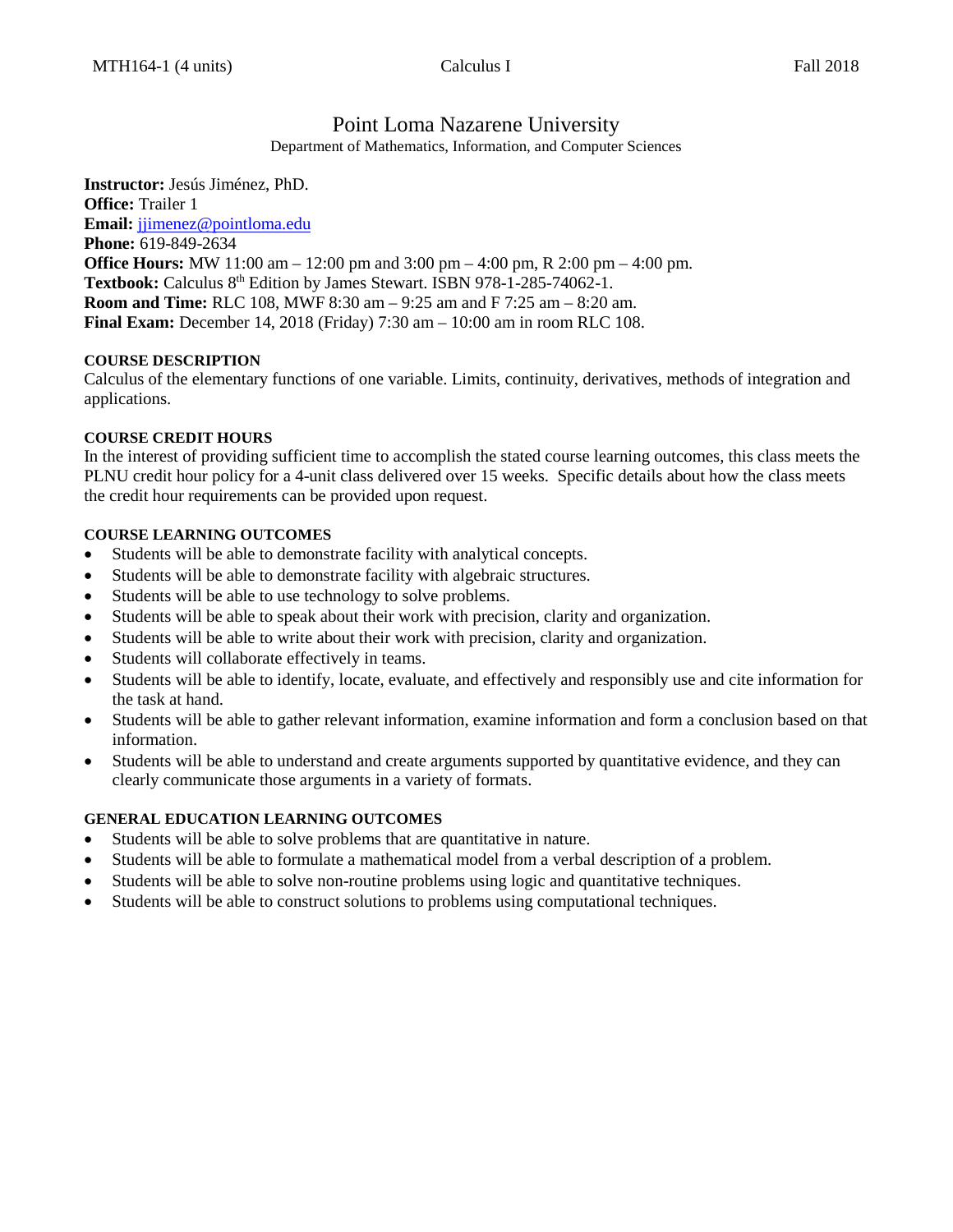MTH164-1 (4 units) Calculus I Fall 2018

# Point Loma Nazarene University

Department of Mathematics, Information, and Computer Sciences

**Instructor:** Jesús Jiménez, PhD.
**Office:** Trailer 1
**Email:** jjimenez@pointloma.edu
**Phone:** 619-849-2634
**Office Hours:** MW 11:00 am – 12:00 pm and 3:00 pm – 4:00 pm, R 2:00 pm – 4:00 pm.
**Textbook:** Calculus 8th Edition by James Stewart. ISBN 978-1-285-74062-1.
**Room and Time:** RLC 108, MWF 8:30 am – 9:25 am and F 7:25 am – 8:20 am.
**Final Exam:** December 14, 2018 (Friday) 7:30 am – 10:00 am in room RLC 108.

### COURSE DESCRIPTION

Calculus of the elementary functions of one variable. Limits, continuity, derivatives, methods of integration and applications.

### COURSE CREDIT HOURS

In the interest of providing sufficient time to accomplish the stated course learning outcomes, this class meets the PLNU credit hour policy for a 4-unit class delivered over 15 weeks. Specific details about how the class meets the credit hour requirements can be provided upon request.

### COURSE LEARNING OUTCOMES

- Students will be able to demonstrate facility with analytical concepts.
- Students will be able to demonstrate facility with algebraic structures.
- Students will be able to use technology to solve problems.
- Students will be able to speak about their work with precision, clarity and organization.
- Students will be able to write about their work with precision, clarity and organization.
- Students will collaborate effectively in teams.
- Students will be able to identify, locate, evaluate, and effectively and responsibly use and cite information for the task at hand.
- Students will be able to gather relevant information, examine information and form a conclusion based on that information.
- Students will be able to understand and create arguments supported by quantitative evidence, and they can clearly communicate those arguments in a variety of formats.

### GENERAL EDUCATION LEARNING OUTCOMES

- Students will be able to solve problems that are quantitative in nature.
- Students will be able to formulate a mathematical model from a verbal description of a problem.
- Students will be able to solve non-routine problems using logic and quantitative techniques.
- Students will be able to construct solutions to problems using computational techniques.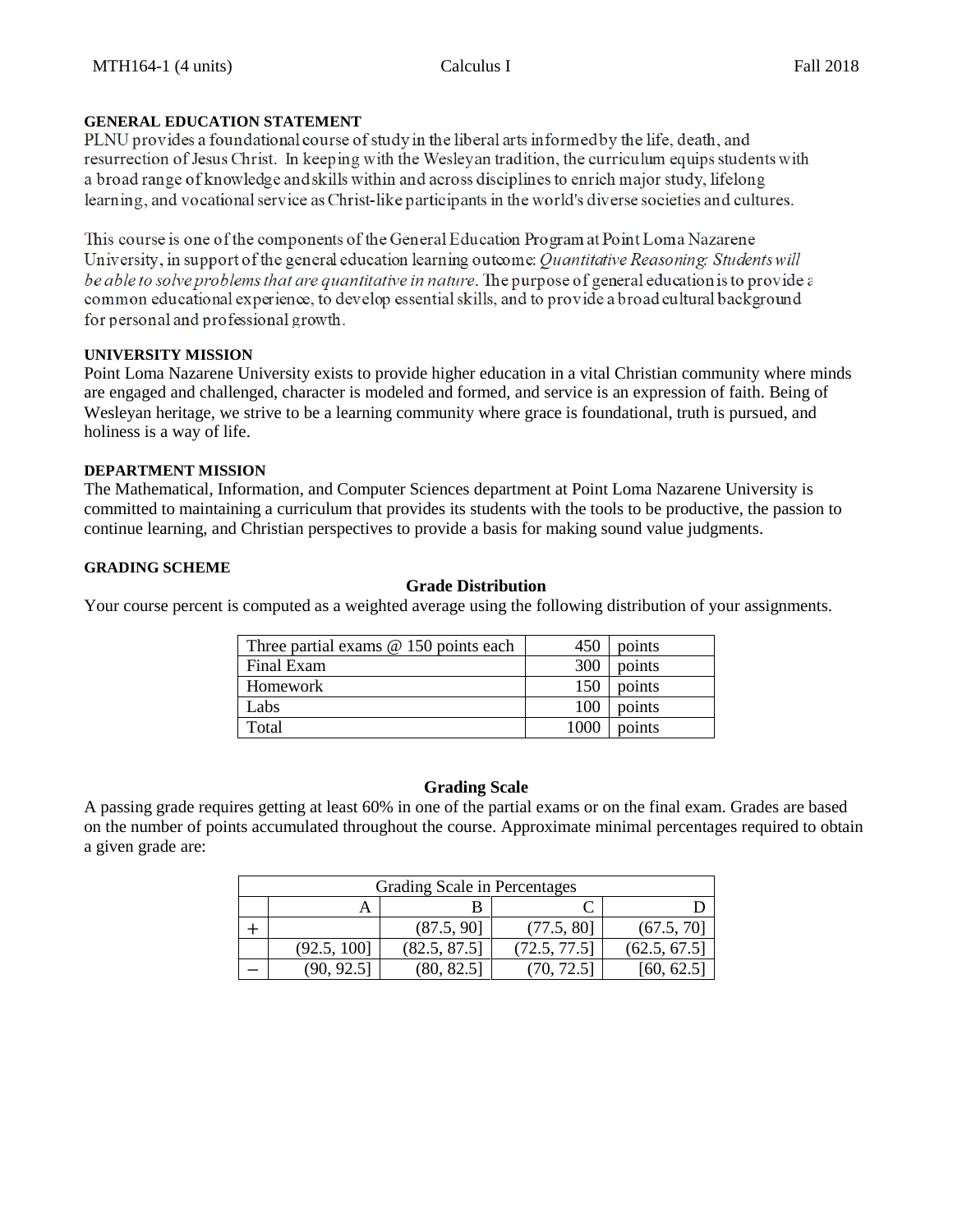## GENERAL EDUCATION STATEMENT

PLNU provides a foundational course of study in the liberal arts informed by the life, death, and resurrection of Jesus Christ. In keeping with the Wesleyan tradition, the curriculum equips students with a broad range of knowledge and skills within and across disciplines to enrich major study, lifelong learning, and vocational service as Christ-like participants in the world's diverse societies and cultures.

This course is one of the components of the General Education Program at Point Loma Nazarene University, in support of the general education learning outcome: *Quantitative Reasoning: Students will be able to solve problems that are quantitative in nature*. The purpose of general education is to provide a common educational experience, to develop essential skills, and to provide a broad cultural background for personal and professional growth.

## UNIVERSITY MISSION

Point Loma Nazarene University exists to provide higher education in a vital Christian community where minds are engaged and challenged, character is modeled and formed, and service is an expression of faith. Being of Wesleyan heritage, we strive to be a learning community where grace is foundational, truth is pursued, and holiness is a way of life.

## DEPARTMENT MISSION

The Mathematical, Information, and Computer Sciences department at Point Loma Nazarene University is committed to maintaining a curriculum that provides its students with the tools to be productive, the passion to continue learning, and Christian perspectives to provide a basis for making sound value judgments.

## GRADING SCHEME

### Grade Distribution

Your course percent is computed as a weighted average using the following distribution of your assignments.

| | | |
|---|---|---|
| Three partial exams @ 150 points each | 450 | points |
| Final Exam | 300 | points |
| Homework | 150 | points |
| Labs | 100 | points |
| Total | 1000 | points |

### Grading Scale

A passing grade requires getting at least 60% in one of the partial exams or on the final exam. Grades are based on the number of points accumulated throughout the course. Approximate minimal percentages required to obtain a given grade are:

| Grading Scale in Percentages | | | | |
|---|---|---|---|---|
| | A | B | C | D |
| + | | (87.5, 90] | (77.5, 80] | (67.5, 70] |
| | (92.5, 100] | (82.5, 87.5] | (72.5, 77.5] | (62.5, 67.5] |
| − | (90, 92.5] | (80, 82.5] | (70, 72.5] | [60, 62.5] |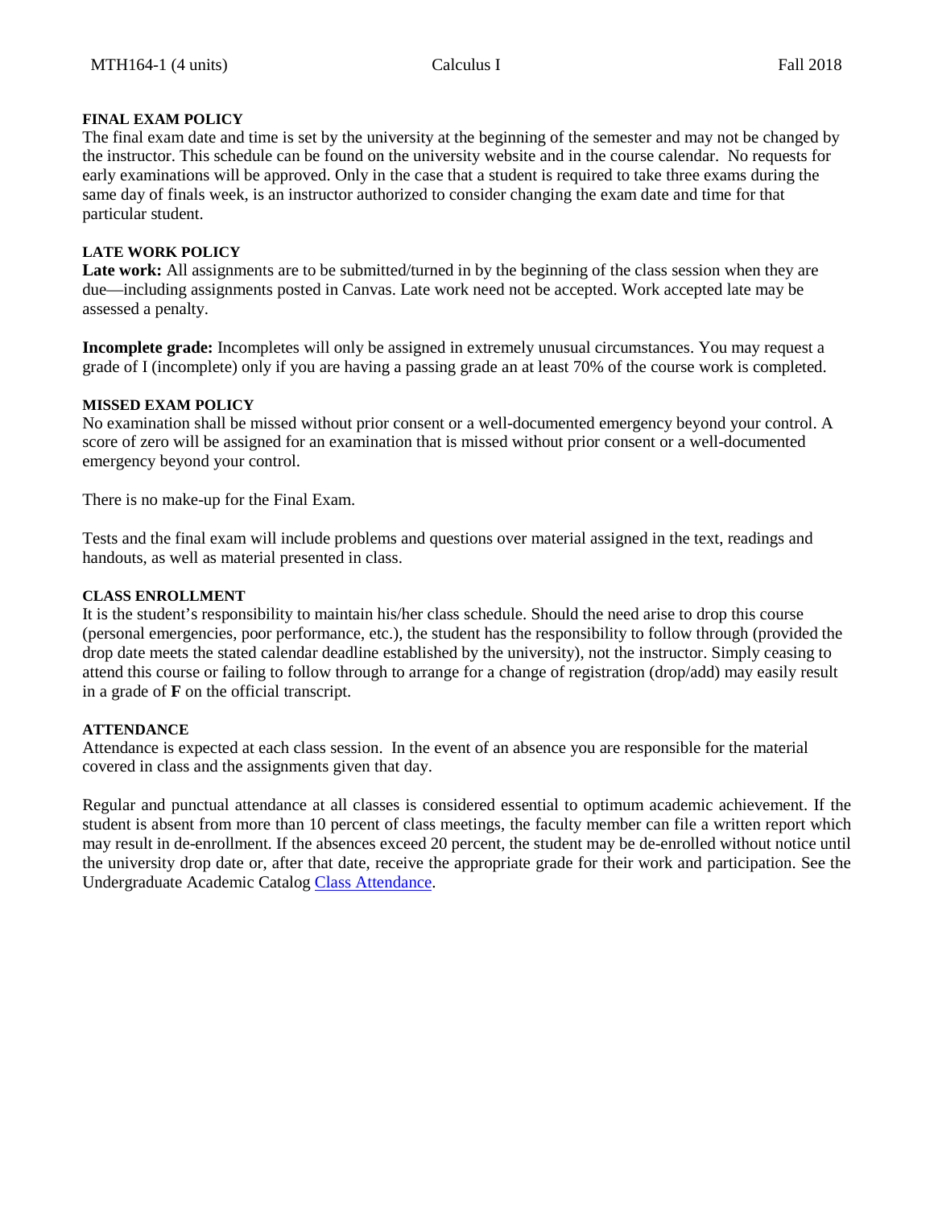### FINAL EXAM POLICY

The final exam date and time is set by the university at the beginning of the semester and may not be changed by the instructor. This schedule can be found on the university website and in the course calendar. No requests for early examinations will be approved. Only in the case that a student is required to take three exams during the same day of finals week, is an instructor authorized to consider changing the exam date and time for that particular student.

### LATE WORK POLICY

**Late work:** All assignments are to be submitted/turned in by the beginning of the class session when they are due—including assignments posted in Canvas. Late work need not be accepted. Work accepted late may be assessed a penalty.

**Incomplete grade:** Incompletes will only be assigned in extremely unusual circumstances. You may request a grade of I (incomplete) only if you are having a passing grade an at least 70% of the course work is completed.

### MISSED EXAM POLICY

No examination shall be missed without prior consent or a well-documented emergency beyond your control. A score of zero will be assigned for an examination that is missed without prior consent or a well-documented emergency beyond your control.

There is no make-up for the Final Exam.

Tests and the final exam will include problems and questions over material assigned in the text, readings and handouts, as well as material presented in class.

### CLASS ENROLLMENT

It is the student's responsibility to maintain his/her class schedule. Should the need arise to drop this course (personal emergencies, poor performance, etc.), the student has the responsibility to follow through (provided the drop date meets the stated calendar deadline established by the university), not the instructor. Simply ceasing to attend this course or failing to follow through to arrange for a change of registration (drop/add) may easily result in a grade of **F** on the official transcript.

### ATTENDANCE

Attendance is expected at each class session. In the event of an absence you are responsible for the material covered in class and the assignments given that day.

Regular and punctual attendance at all classes is considered essential to optimum academic achievement. If the student is absent from more than 10 percent of class meetings, the faculty member can file a written report which may result in de-enrollment. If the absences exceed 20 percent, the student may be de-enrolled without notice until the university drop date or, after that date, receive the appropriate grade for their work and participation. See the Undergraduate Academic Catalog Class Attendance.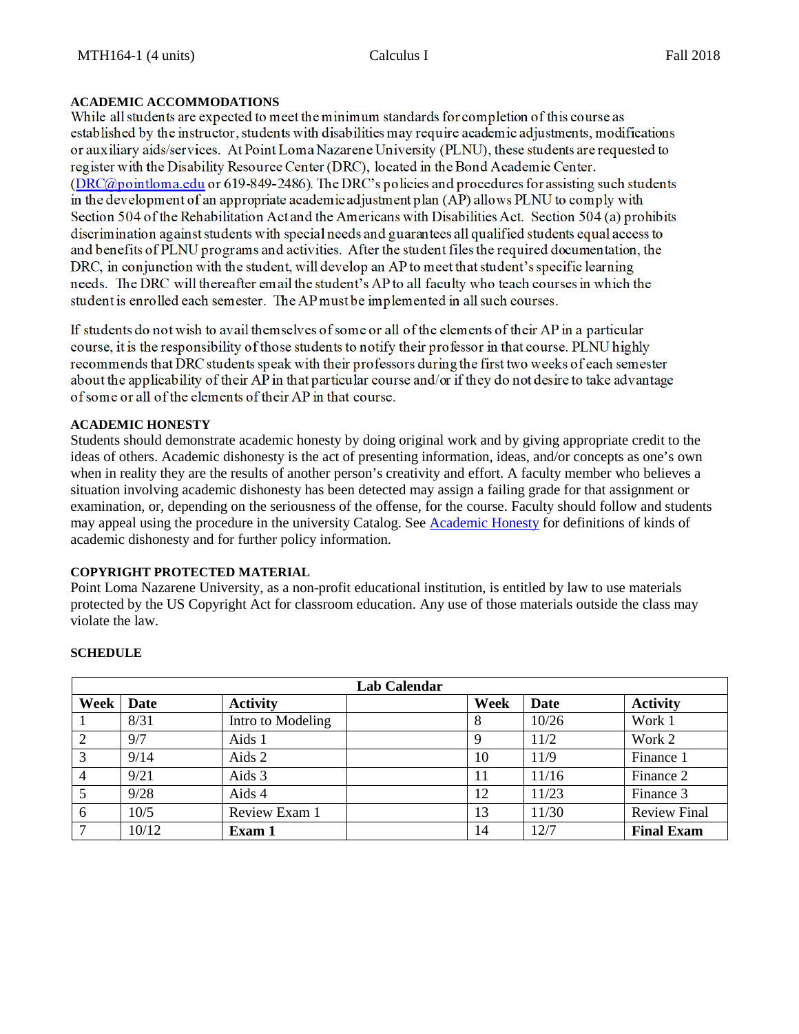**ACADEMIC ACCOMMODATIONS**

While all students are expected to meet the minimum standards for completion of this course as established by the instructor, students with disabilities may require academic adjustments, modifications or auxiliary aids/services. At Point Loma Nazarene University (PLNU), these students are requested to register with the Disability Resource Center (DRC), located in the Bond Academic Center. (DRC@pointloma.edu or 619-849-2486). The DRC's policies and procedures for assisting such students in the development of an appropriate academic adjustment plan (AP) allows PLNU to comply with Section 504 of the Rehabilitation Act and the Americans with Disabilities Act. Section 504 (a) prohibits discrimination against students with special needs and guarantees all qualified students equal access to and benefits of PLNU programs and activities. After the student files the required documentation, the DRC, in conjunction with the student, will develop an AP to meet that student's specific learning needs. The DRC will thereafter email the student's AP to all faculty who teach courses in which the student is enrolled each semester. The AP must be implemented in all such courses.

If students do not wish to avail themselves of some or all of the elements of their AP in a particular course, it is the responsibility of those students to notify their professor in that course. PLNU highly recommends that DRC students speak with their professors during the first two weeks of each semester about the applicability of their AP in that particular course and/or if they do not desire to take advantage of some or all of the elements of their AP in that course.

**ACADEMIC HONESTY**

Students should demonstrate academic honesty by doing original work and by giving appropriate credit to the ideas of others. Academic dishonesty is the act of presenting information, ideas, and/or concepts as one's own when in reality they are the results of another person's creativity and effort. A faculty member who believes a situation involving academic dishonesty has been detected may assign a failing grade for that assignment or examination, or, depending on the seriousness of the offense, for the course. Faculty should follow and students may appeal using the procedure in the university Catalog. See Academic Honesty for definitions of kinds of academic dishonesty and for further policy information.

**COPYRIGHT PROTECTED MATERIAL**

Point Loma Nazarene University, as a non-profit educational institution, is entitled by law to use materials protected by the US Copyright Act for classroom education. Any use of those materials outside the class may violate the law.

**SCHEDULE**

| Lab Calendar | | | | | | |
|---|---|---|---|---|---|---|
| **Week** | **Date** | **Activity** | | **Week** | **Date** | **Activity** |
| 1 | 8/31 | Intro to Modeling | | 8 | 10/26 | Work 1 |
| 2 | 9/7 | Aids 1 | | 9 | 11/2 | Work 2 |
| 3 | 9/14 | Aids 2 | | 10 | 11/9 | Finance 1 |
| 4 | 9/21 | Aids 3 | | 11 | 11/16 | Finance 2 |
| 5 | 9/28 | Aids 4 | | 12 | 11/23 | Finance 3 |
| 6 | 10/5 | Review Exam 1 | | 13 | 11/30 | Review Final |
| 7 | 10/12 | **Exam 1** | | 14 | 12/7 | **Final Exam** |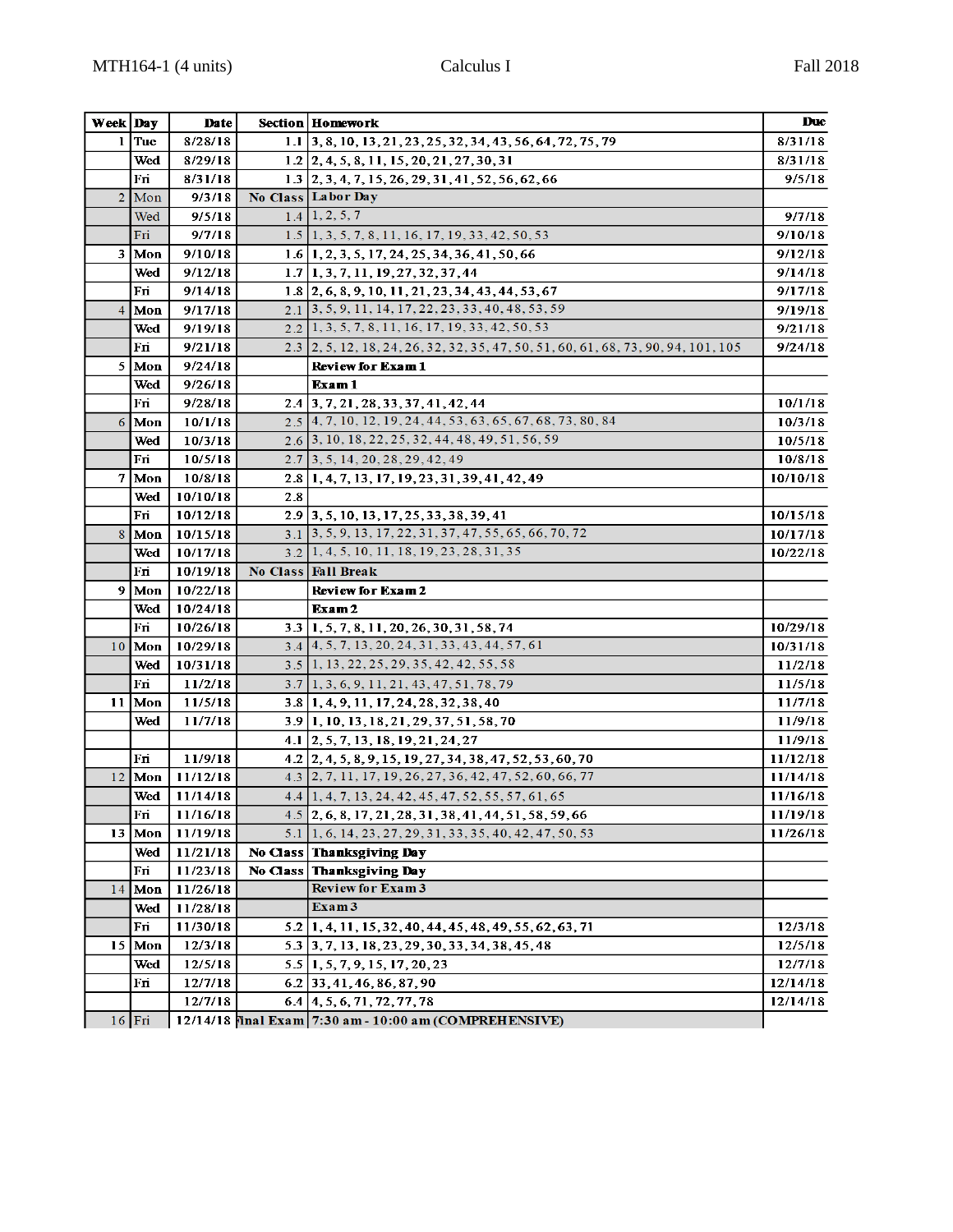MTH164-1 (4 units) Calculus I Fall 2018

| Week | Day | Date | Section | Homework | Due |
|---|---|---|---|---|---|
| 1 | Tue | 8/28/18 | 1.1 | 3, 8, 10, 13, 21, 23, 25, 32, 34, 43, 56, 64, 72, 75, 79 | 8/31/18 |
| | Wed | 8/29/18 | 1.2 | 2, 4, 5, 8, 11, 15, 20, 21, 27, 30, 31 | 8/31/18 |
| | Fri | 8/31/18 | 1.3 | 2, 3, 4, 7, 15, 26, 29, 31, 41, 52, 56, 62, 66 | 9/5/18 |
| 2 | Mon | 9/3/18 | No Class | Labor Day | |
| | Wed | 9/5/18 | 1.4 | 1, 2, 5, 7 | 9/7/18 |
| | Fri | 9/7/18 | 1.5 | 1, 3, 5, 7, 8, 11, 16, 17, 19, 33, 42, 50, 53 | 9/10/18 |
| 3 | Mon | 9/10/18 | 1.6 | 1, 2, 3, 5, 17, 24, 25, 34, 36, 41, 50, 66 | 9/12/18 |
| | Wed | 9/12/18 | 1.7 | 1, 3, 7, 11, 19, 27, 32, 37, 44 | 9/14/18 |
| | Fri | 9/14/18 | 1.8 | 2, 6, 8, 9, 10, 11, 21, 23, 34, 43, 44, 53, 67 | 9/17/18 |
| 4 | Mon | 9/17/18 | 2.1 | 3, 5, 9, 11, 14, 17, 22, 23, 33, 40, 48, 53, 59 | 9/19/18 |
| | Wed | 9/19/18 | 2.2 | 1, 3, 5, 7, 8, 11, 16, 17, 19, 33, 42, 50, 53 | 9/21/18 |
| | Fri | 9/21/18 | 2.3 | 2, 5, 12, 18, 24, 26, 32, 32, 35, 47, 50, 51, 60, 61, 68, 73, 90, 94, 101, 105 | 9/24/18 |
| 5 | Mon | 9/24/18 | | **Review for Exam 1** | |
| | Wed | 9/26/18 | | **Exam 1** | |
| | Fri | 9/28/18 | 2.4 | 3, 7, 21, 28, 33, 37, 41, 42, 44 | 10/1/18 |
| 6 | Mon | 10/1/18 | 2.5 | 4, 7, 10, 12, 19, 24, 44, 53, 63, 65, 67, 68, 73, 80, 84 | 10/3/18 |
| | Wed | 10/3/18 | 2.6 | 3, 10, 18, 22, 25, 32, 44, 48, 49, 51, 56, 59 | 10/5/18 |
| | Fri | 10/5/18 | 2.7 | 3, 5, 14, 20, 28, 29, 42, 49 | 10/8/18 |
| 7 | Mon | 10/8/18 | 2.8 | 1, 4, 7, 13, 17, 19, 23, 31, 39, 41, 42, 49 | 10/10/18 |
| | Wed | 10/10/18 | 2.8 | | |
| | Fri | 10/12/18 | 2.9 | 3, 5, 10, 13, 17, 25, 33, 38, 39, 41 | 10/15/18 |
| 8 | Mon | 10/15/18 | 3.1 | 3, 5, 9, 13, 17, 22, 31, 37, 47, 55, 65, 66, 70, 72 | 10/17/18 |
| | Wed | 10/17/18 | 3.2 | 1, 4, 5, 10, 11, 18, 19, 23, 28, 31, 35 | 10/22/18 |
| | Fri | 10/19/18 | No Class | Fall Break | |
| 9 | Mon | 10/22/18 | | **Review for Exam 2** | |
| | Wed | 10/24/18 | | **Exam 2** | |
| | Fri | 10/26/18 | 3.3 | 1, 5, 7, 8, 11, 20, 26, 30, 31, 58, 74 | 10/29/18 |
| 10 | Mon | 10/29/18 | 3.4 | 4, 5, 7, 13, 20, 24, 31, 33, 43, 44, 57, 61 | 10/31/18 |
| | Wed | 10/31/18 | 3.5 | 1, 13, 22, 25, 29, 35, 42, 42, 55, 58 | 11/2/18 |
| | Fri | 11/2/18 | 3.7 | 1, 3, 6, 9, 11, 21, 43, 47, 51, 78, 79 | 11/5/18 |
| 11 | Mon | 11/5/18 | 3.8 | 1, 4, 9, 11, 17, 24, 28, 32, 38, 40 | 11/7/18 |
| | Wed | 11/7/18 | 3.9 | 1, 10, 13, 18, 21, 29, 37, 51, 58, 70 | 11/9/18 |
| | | | 4.1 | 2, 5, 7, 13, 18, 19, 21, 24, 27 | 11/9/18 |
| | Fri | 11/9/18 | 4.2 | 2, 4, 5, 8, 9, 15, 19, 27, 34, 38, 47, 52, 53, 60, 70 | 11/12/18 |
| 12 | Mon | 11/12/18 | 4.3 | 2, 7, 11, 17, 19, 26, 27, 36, 42, 47, 52, 60, 66, 77 | 11/14/18 |
| | Wed | 11/14/18 | 4.4 | 1, 4, 7, 13, 24, 42, 45, 47, 52, 55, 57, 61, 65 | 11/16/18 |
| | Fri | 11/16/18 | 4.5 | 2, 6, 8, 17, 21, 28, 31, 38, 41, 44, 51, 58, 59, 66 | 11/19/18 |
| 13 | Mon | 11/19/18 | 5.1 | 1, 6, 14, 23, 27, 29, 31, 33, 35, 40, 42, 47, 50, 53 | 11/26/18 |
| | Wed | 11/21/18 | No Class | Thanksgiving Day | |
| | Fri | 11/23/18 | No Class | Thanksgiving Day | |
| 14 | Mon | 11/26/18 | | **Review for Exam 3** | |
| | Wed | 11/28/18 | | **Exam 3** | |
| | Fri | 11/30/18 | 5.2 | 1, 4, 11, 15, 32, 40, 44, 45, 48, 49, 55, 62, 63, 71 | 12/3/18 |
| 15 | Mon | 12/3/18 | 5.3 | 3, 7, 13, 18, 23, 29, 30, 33, 34, 38, 45, 48 | 12/5/18 |
| | Wed | 12/5/18 | 5.5 | 1, 5, 7, 9, 15, 17, 20, 23 | 12/7/18 |
| | Fri | 12/7/18 | 6.2 | 33, 41, 46, 86, 87, 90 | 12/14/18 |
| | | 12/7/18 | 6.4 | 4, 5, 6, 71, 72, 77, 78 | 12/14/18 |
| 16 | Fri | 12/14/18 | Final Exam | 7:30 am - 10:00 am (COMPREHENSIVE) | |